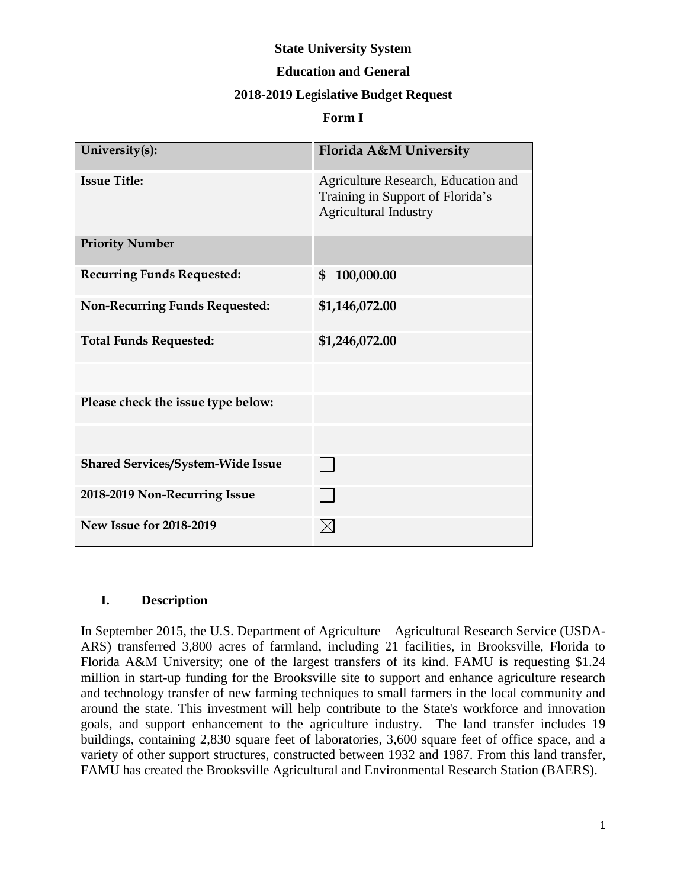**State University System**

**Education and General**

**2018-2019 Legislative Budget Request**

**Form I**

| University(s): | Florida A&M University |
|---|---|
| Issue Title: | Agriculture Research, Education and Training in Support of Florida's Agricultural Industry |
| Priority Number | |
| Recurring Funds Requested: | $ 100,000.00 |
| Non-Recurring Funds Requested: | $1,146,072.00 |
| Total Funds Requested: | $1,246,072.00 |
| | |
| Please check the issue type below: | |
| | |
| Shared Services/System-Wide Issue | ☐ |
| 2018-2019 Non-Recurring Issue | ☐ |
| New Issue for 2018-2019 | ☒ |

## I. Description

In September 2015, the U.S. Department of Agriculture – Agricultural Research Service (USDA-ARS) transferred 3,800 acres of farmland, including 21 facilities, in Brooksville, Florida to Florida A&M University; one of the largest transfers of its kind. FAMU is requesting $1.24 million in start-up funding for the Brooksville site to support and enhance agriculture research and technology transfer of new farming techniques to small farmers in the local community and around the state. This investment will help contribute to the State's workforce and innovation goals, and support enhancement to the agriculture industry. The land transfer includes 19 buildings, containing 2,830 square feet of laboratories, 3,600 square feet of office space, and a variety of other support structures, constructed between 1932 and 1987. From this land transfer, FAMU has created the Brooksville Agricultural and Environmental Research Station (BAERS).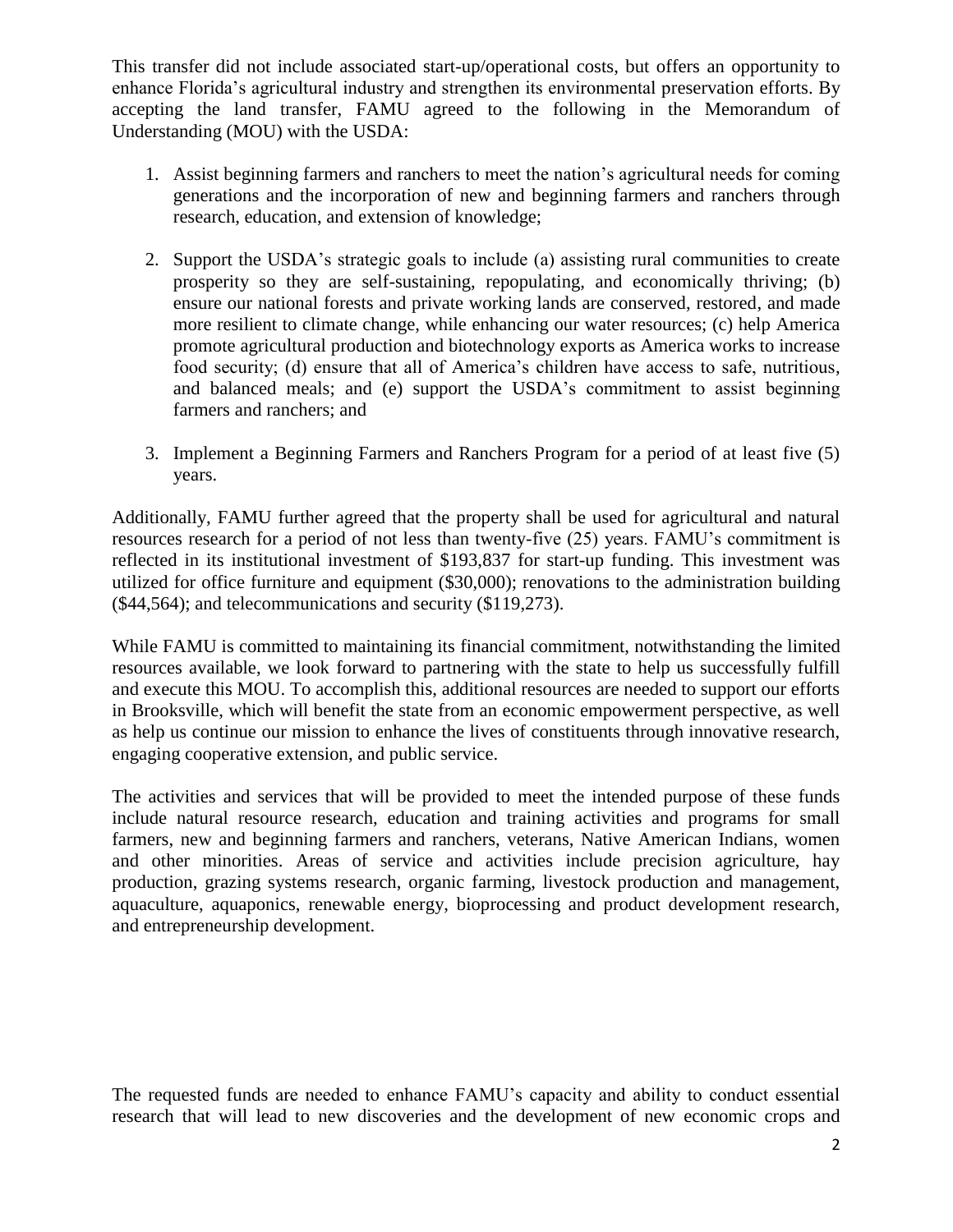This transfer did not include associated start-up/operational costs, but offers an opportunity to enhance Florida's agricultural industry and strengthen its environmental preservation efforts. By accepting the land transfer, FAMU agreed to the following in the Memorandum of Understanding (MOU) with the USDA:

1. Assist beginning farmers and ranchers to meet the nation's agricultural needs for coming generations and the incorporation of new and beginning farmers and ranchers through research, education, and extension of knowledge;

2. Support the USDA's strategic goals to include (a) assisting rural communities to create prosperity so they are self-sustaining, repopulating, and economically thriving; (b) ensure our national forests and private working lands are conserved, restored, and made more resilient to climate change, while enhancing our water resources; (c) help America promote agricultural production and biotechnology exports as America works to increase food security; (d) ensure that all of America's children have access to safe, nutritious, and balanced meals; and (e) support the USDA's commitment to assist beginning farmers and ranchers; and

3. Implement a Beginning Farmers and Ranchers Program for a period of at least five (5) years.

Additionally, FAMU further agreed that the property shall be used for agricultural and natural resources research for a period of not less than twenty-five (25) years. FAMU's commitment is reflected in its institutional investment of $193,837 for start-up funding. This investment was utilized for office furniture and equipment ($30,000); renovations to the administration building ($44,564); and telecommunications and security ($119,273).

While FAMU is committed to maintaining its financial commitment, notwithstanding the limited resources available, we look forward to partnering with the state to help us successfully fulfill and execute this MOU. To accomplish this, additional resources are needed to support our efforts in Brooksville, which will benefit the state from an economic empowerment perspective, as well as help us continue our mission to enhance the lives of constituents through innovative research, engaging cooperative extension, and public service.

The activities and services that will be provided to meet the intended purpose of these funds include natural resource research, education and training activities and programs for small farmers, new and beginning farmers and ranchers, veterans, Native American Indians, women and other minorities. Areas of service and activities include precision agriculture, hay production, grazing systems research, organic farming, livestock production and management, aquaculture, aquaponics, renewable energy, bioprocessing and product development research, and entrepreneurship development.

The requested funds are needed to enhance FAMU's capacity and ability to conduct essential research that will lead to new discoveries and the development of new economic crops and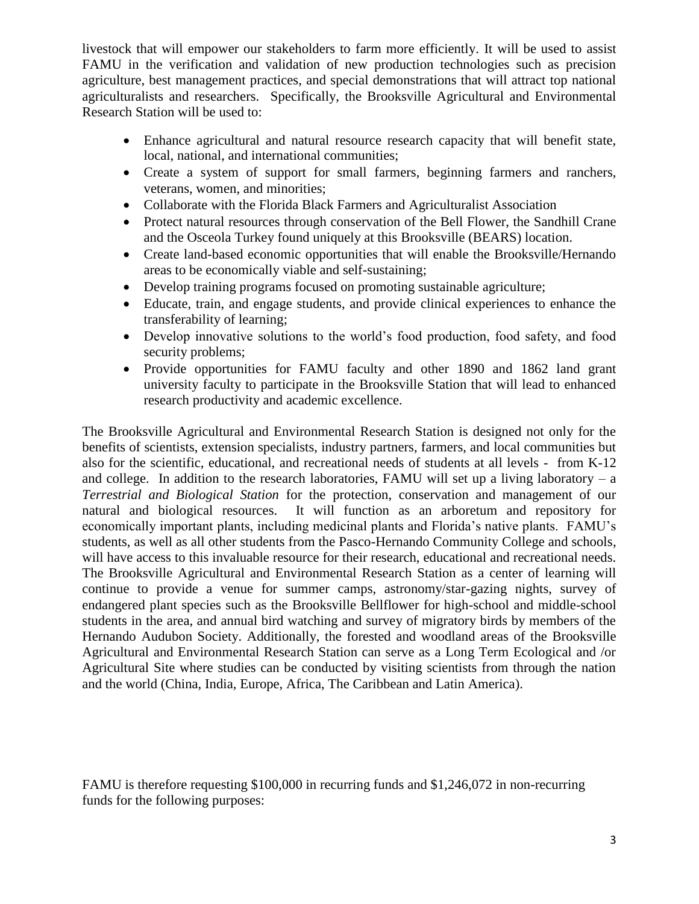livestock that will empower our stakeholders to farm more efficiently. It will be used to assist FAMU in the verification and validation of new production technologies such as precision agriculture, best management practices, and special demonstrations that will attract top national agriculturalists and researchers. Specifically, the Brooksville Agricultural and Environmental Research Station will be used to:

- Enhance agricultural and natural resource research capacity that will benefit state, local, national, and international communities;
- Create a system of support for small farmers, beginning farmers and ranchers, veterans, women, and minorities;
- Collaborate with the Florida Black Farmers and Agriculturalist Association
- Protect natural resources through conservation of the Bell Flower, the Sandhill Crane and the Osceola Turkey found uniquely at this Brooksville (BEARS) location.
- Create land-based economic opportunities that will enable the Brooksville/Hernando areas to be economically viable and self-sustaining;
- Develop training programs focused on promoting sustainable agriculture;
- Educate, train, and engage students, and provide clinical experiences to enhance the transferability of learning;
- Develop innovative solutions to the world's food production, food safety, and food security problems;
- Provide opportunities for FAMU faculty and other 1890 and 1862 land grant university faculty to participate in the Brooksville Station that will lead to enhanced research productivity and academic excellence.

The Brooksville Agricultural and Environmental Research Station is designed not only for the benefits of scientists, extension specialists, industry partners, farmers, and local communities but also for the scientific, educational, and recreational needs of students at all levels - from K-12 and college. In addition to the research laboratories, FAMU will set up a living laboratory – a *Terrestrial and Biological Station* for the protection, conservation and management of our natural and biological resources. It will function as an arboretum and repository for economically important plants, including medicinal plants and Florida's native plants. FAMU's students, as well as all other students from the Pasco-Hernando Community College and schools, will have access to this invaluable resource for their research, educational and recreational needs. The Brooksville Agricultural and Environmental Research Station as a center of learning will continue to provide a venue for summer camps, astronomy/star-gazing nights, survey of endangered plant species such as the Brooksville Bellflower for high-school and middle-school students in the area, and annual bird watching and survey of migratory birds by members of the Hernando Audubon Society. Additionally, the forested and woodland areas of the Brooksville Agricultural and Environmental Research Station can serve as a Long Term Ecological and /or Agricultural Site where studies can be conducted by visiting scientists from through the nation and the world (China, India, Europe, Africa, The Caribbean and Latin America).

FAMU is therefore requesting $100,000 in recurring funds and $1,246,072 in non-recurring funds for the following purposes: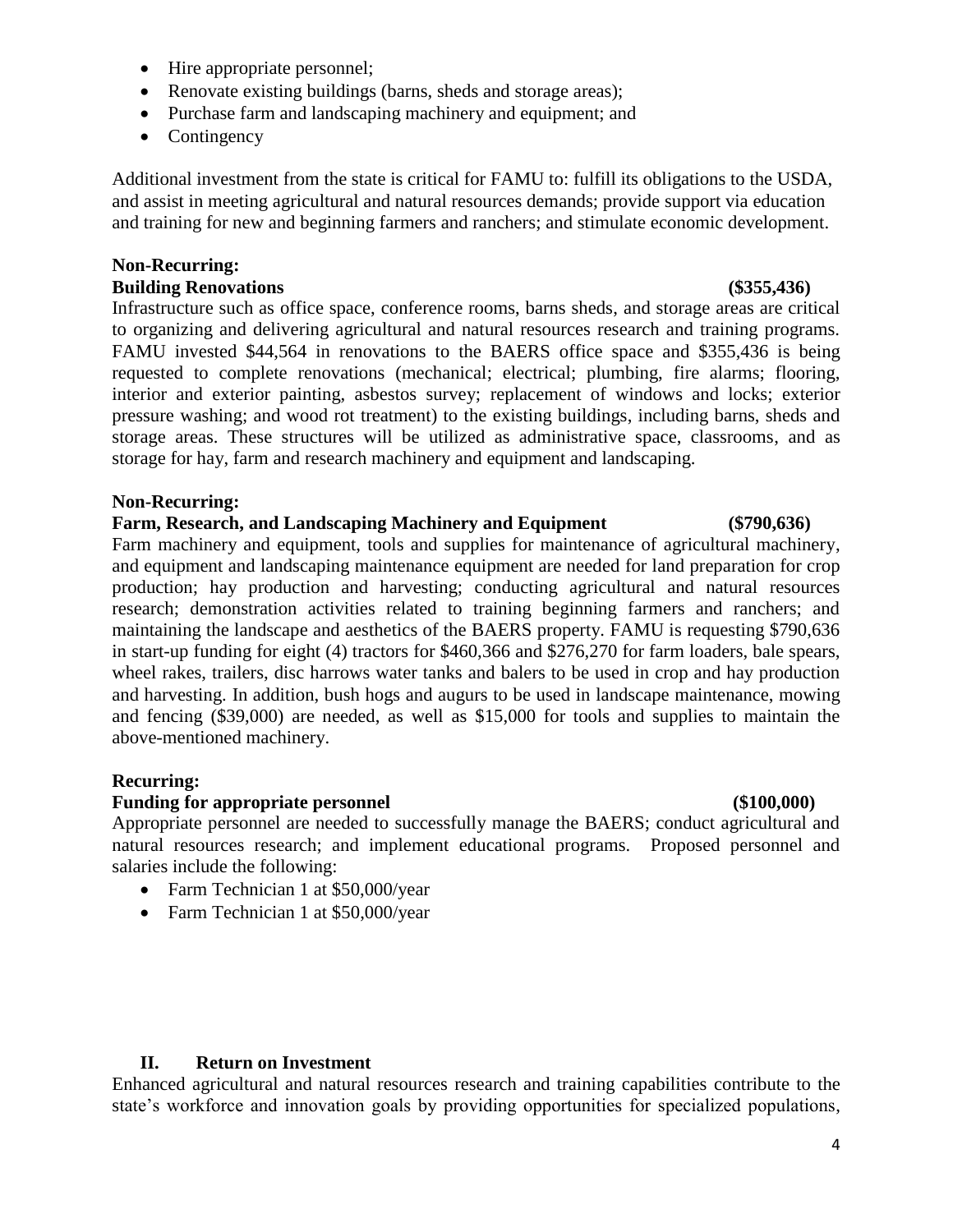- Hire appropriate personnel;
- Renovate existing buildings (barns, sheds and storage areas);
- Purchase farm and landscaping machinery and equipment; and
- Contingency

Additional investment from the state is critical for FAMU to: fulfill its obligations to the USDA, and assist in meeting agricultural and natural resources demands; provide support via education and training for new and beginning farmers and ranchers; and stimulate economic development.

**Non-Recurring:**
**Building Renovations (\$355,436)**

Infrastructure such as office space, conference rooms, barns sheds, and storage areas are critical to organizing and delivering agricultural and natural resources research and training programs. FAMU invested \$44,564 in renovations to the BAERS office space and \$355,436 is being requested to complete renovations (mechanical; electrical; plumbing, fire alarms; flooring, interior and exterior painting, asbestos survey; replacement of windows and locks; exterior pressure washing; and wood rot treatment) to the existing buildings, including barns, sheds and storage areas. These structures will be utilized as administrative space, classrooms, and as storage for hay, farm and research machinery and equipment and landscaping.

**Non-Recurring:**
**Farm, Research, and Landscaping Machinery and Equipment (\$790,636)**

Farm machinery and equipment, tools and supplies for maintenance of agricultural machinery, and equipment and landscaping maintenance equipment are needed for land preparation for crop production; hay production and harvesting; conducting agricultural and natural resources research; demonstration activities related to training beginning farmers and ranchers; and maintaining the landscape and aesthetics of the BAERS property. FAMU is requesting \$790,636 in start-up funding for eight (4) tractors for \$460,366 and \$276,270 for farm loaders, bale spears, wheel rakes, trailers, disc harrows water tanks and balers to be used in crop and hay production and harvesting. In addition, bush hogs and augurs to be used in landscape maintenance, mowing and fencing (\$39,000) are needed, as well as \$15,000 for tools and supplies to maintain the above-mentioned machinery.

**Recurring:**
**Funding for appropriate personnel (\$100,000)**

Appropriate personnel are needed to successfully manage the BAERS; conduct agricultural and natural resources research; and implement educational programs. Proposed personnel and salaries include the following:

- Farm Technician 1 at \$50,000/year
- Farm Technician 1 at \$50,000/year

## II. Return on Investment

Enhanced agricultural and natural resources research and training capabilities contribute to the state's workforce and innovation goals by providing opportunities for specialized populations,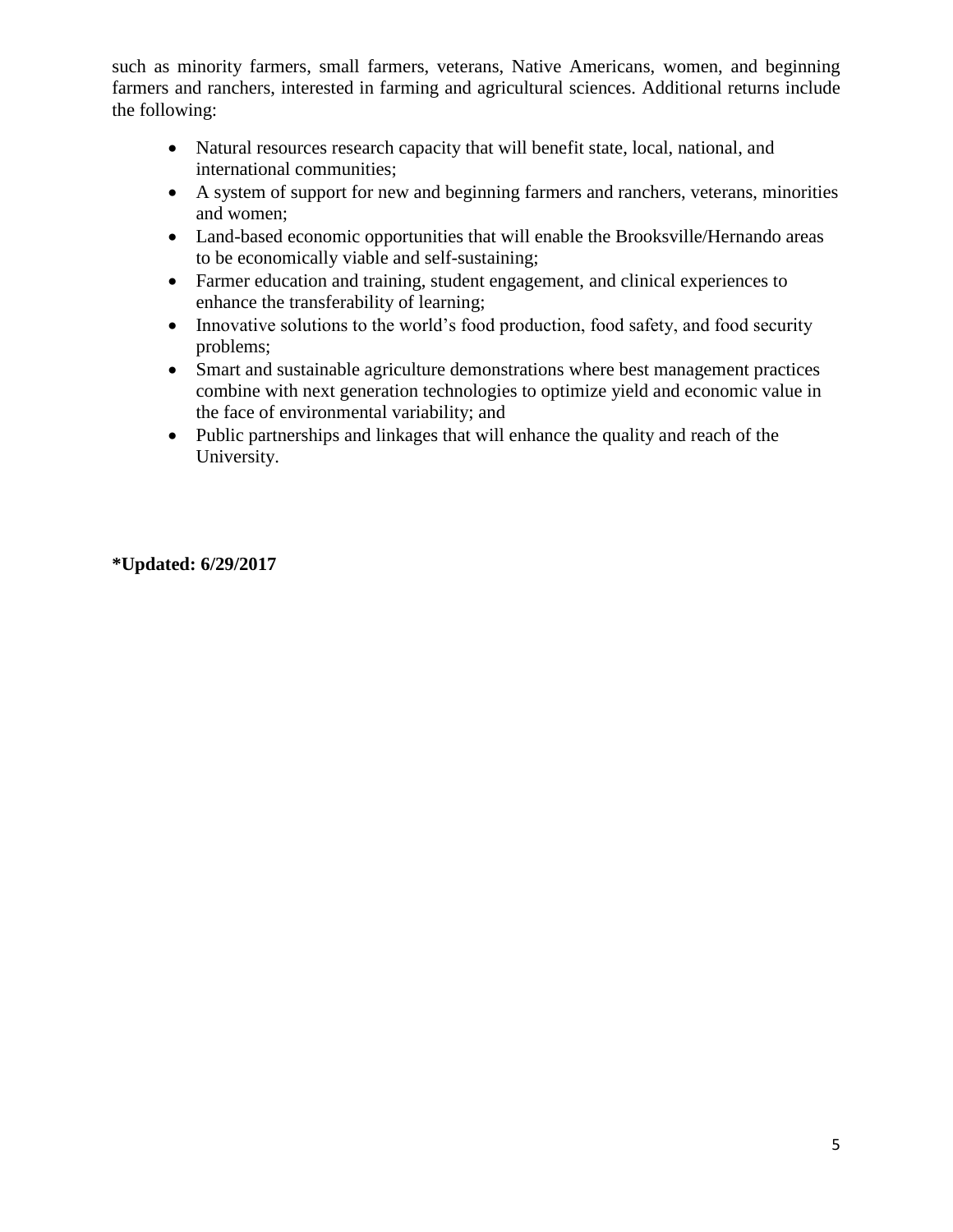such as minority farmers, small farmers, veterans, Native Americans, women, and beginning farmers and ranchers, interested in farming and agricultural sciences. Additional returns include the following:

- Natural resources research capacity that will benefit state, local, national, and international communities;
- A system of support for new and beginning farmers and ranchers, veterans, minorities and women;
- Land-based economic opportunities that will enable the Brooksville/Hernando areas to be economically viable and self-sustaining;
- Farmer education and training, student engagement, and clinical experiences to enhance the transferability of learning;
- Innovative solutions to the world's food production, food safety, and food security problems;
- Smart and sustainable agriculture demonstrations where best management practices combine with next generation technologies to optimize yield and economic value in the face of environmental variability; and
- Public partnerships and linkages that will enhance the quality and reach of the University.

**\*Updated: 6/29/2017**